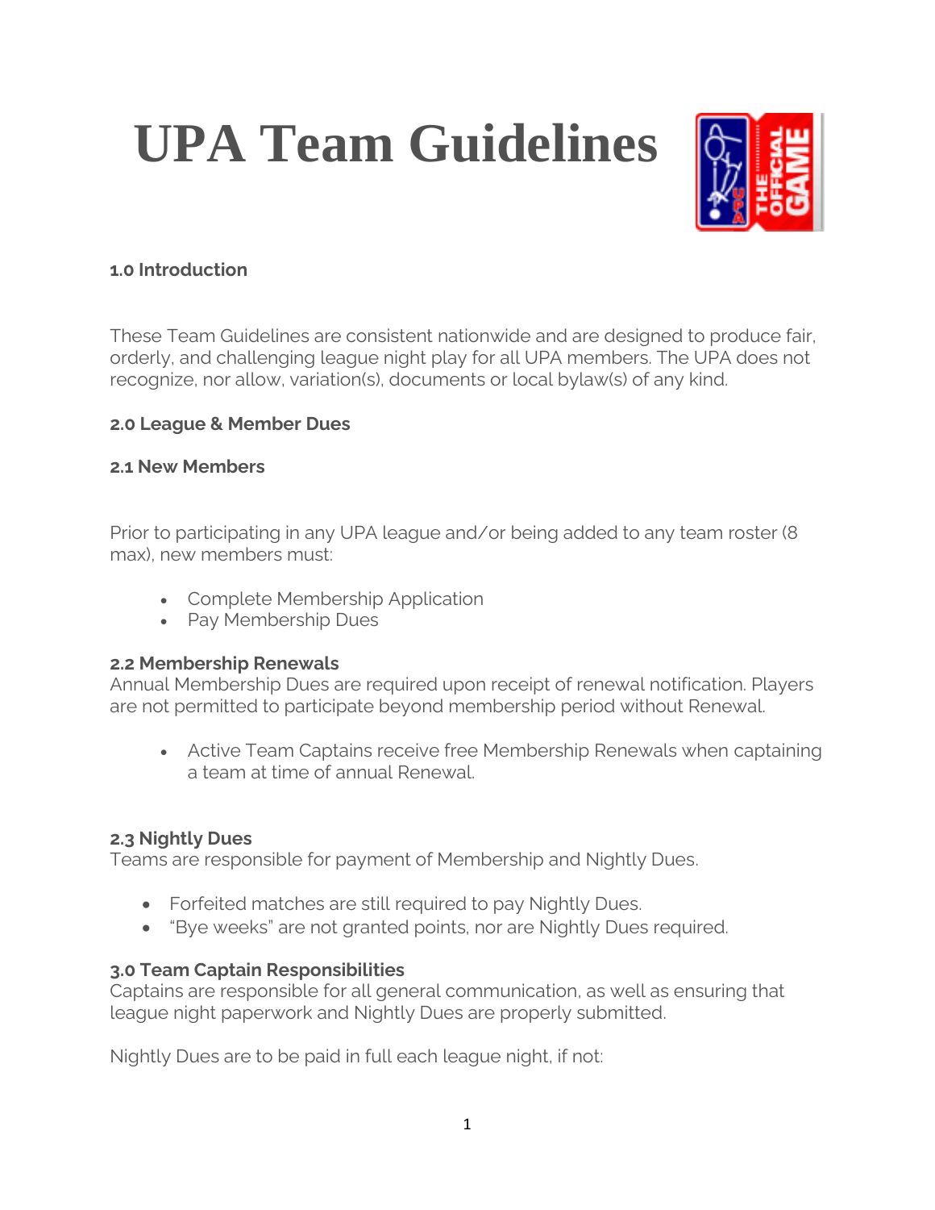# UPA Team Guidelines

### 1.0 Introduction

These Team Guidelines are consistent nationwide and are designed to produce fair, orderly, and challenging league night play for all UPA members. The UPA does not recognize, nor allow, variation(s), documents or local bylaw(s) of any kind.

### 2.0 League & Member Dues

### 2.1 New Members

Prior to participating in any UPA league and/or being added to any team roster (8 max), new members must:

- Complete Membership Application
- Pay Membership Dues

### 2.2 Membership Renewals

Annual Membership Dues are required upon receipt of renewal notification. Players are not permitted to participate beyond membership period without Renewal.

- Active Team Captains receive free Membership Renewals when captaining a team at time of annual Renewal.

### 2.3 Nightly Dues

Teams are responsible for payment of Membership and Nightly Dues.

- Forfeited matches are still required to pay Nightly Dues.
- "Bye weeks" are not granted points, nor are Nightly Dues required.

### 3.0 Team Captain Responsibilities

Captains are responsible for all general communication, as well as ensuring that league night paperwork and Nightly Dues are properly submitted.

Nightly Dues are to be paid in full each league night, if not: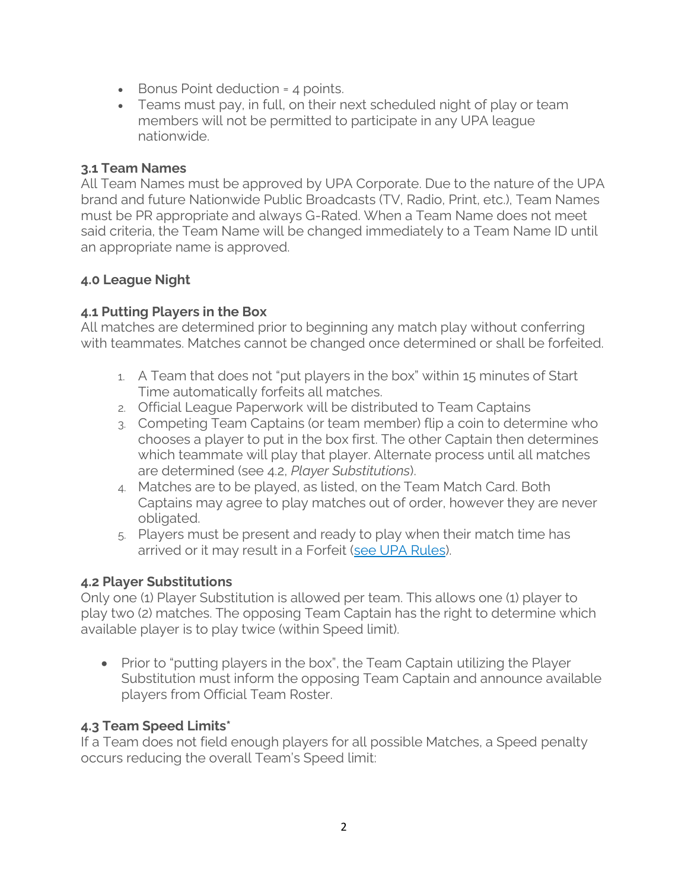- Bonus Point deduction = 4 points.
- Teams must pay, in full, on their next scheduled night of play or team members will not be permitted to participate in any UPA league nationwide.

### 3.1 Team Names

All Team Names must be approved by UPA Corporate. Due to the nature of the UPA brand and future Nationwide Public Broadcasts (TV, Radio, Print, etc.), Team Names must be PR appropriate and always G-Rated. When a Team Name does not meet said criteria, the Team Name will be changed immediately to a Team Name ID until an appropriate name is approved.

## 4.0 League Night

### 4.1 Putting Players in the Box

All matches are determined prior to beginning any match play without conferring with teammates. Matches cannot be changed once determined or shall be forfeited.

1. A Team that does not "put players in the box" within 15 minutes of Start Time automatically forfeits all matches.
2. Official League Paperwork will be distributed to Team Captains
3. Competing Team Captains (or team member) flip a coin to determine who chooses a player to put in the box first. The other Captain then determines which teammate will play that player. Alternate process until all matches are determined (see 4.2, *Player Substitutions*).
4. Matches are to be played, as listed, on the Team Match Card. Both Captains may agree to play matches out of order, however they are never obligated.
5. Players must be present and ready to play when their match time has arrived or it may result in a Forfeit (see UPA Rules).

### 4.2 Player Substitutions

Only one (1) Player Substitution is allowed per team. This allows one (1) player to play two (2) matches. The opposing Team Captain has the right to determine which available player is to play twice (within Speed limit).

- Prior to "putting players in the box", the Team Captain utilizing the Player Substitution must inform the opposing Team Captain and announce available players from Official Team Roster.

### 4.3 Team Speed Limits*

If a Team does not field enough players for all possible Matches, a Speed penalty occurs reducing the overall Team's Speed limit: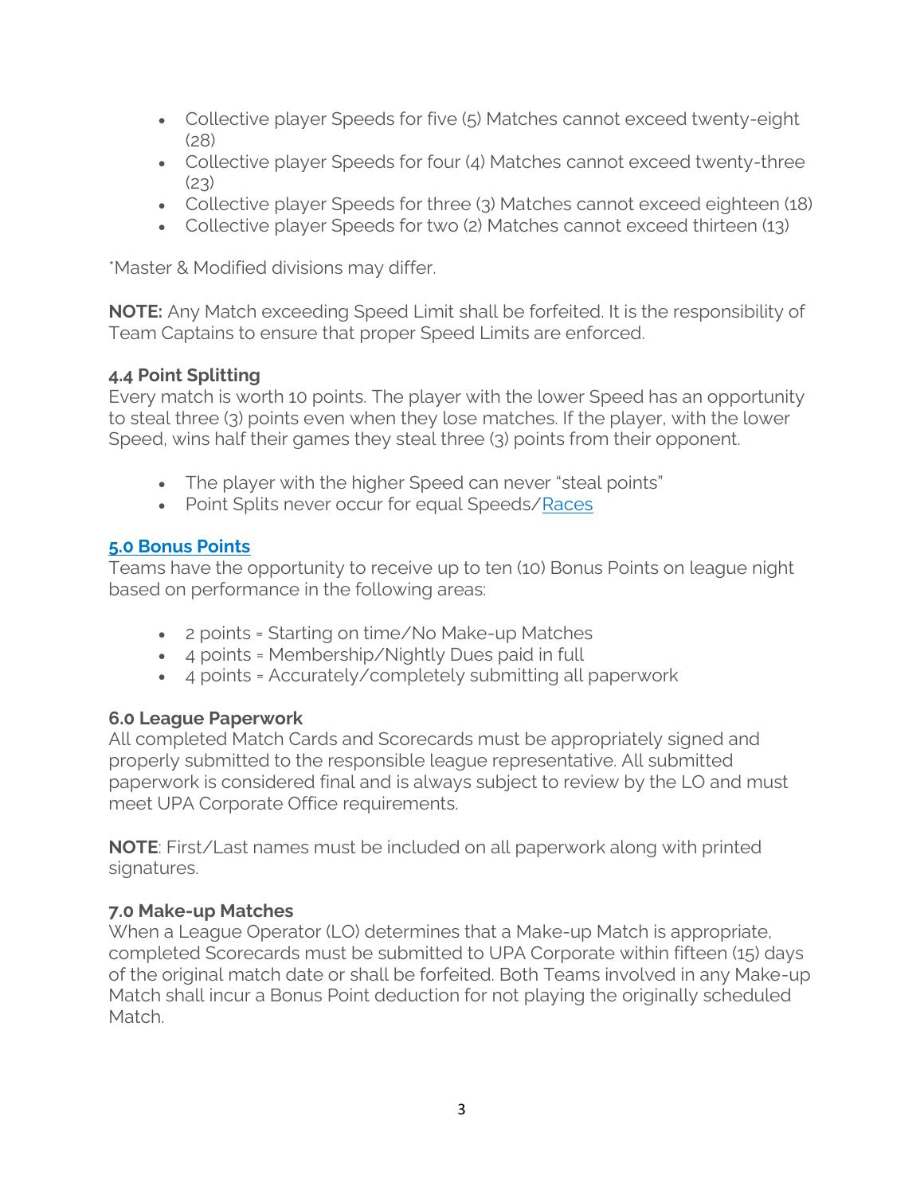- Collective player Speeds for five (5) Matches cannot exceed twenty-eight (28)
- Collective player Speeds for four (4) Matches cannot exceed twenty-three (23)
- Collective player Speeds for three (3) Matches cannot exceed eighteen (18)
- Collective player Speeds for two (2) Matches cannot exceed thirteen (13)

*Master & Modified divisions may differ.

**NOTE:** Any Match exceeding Speed Limit shall be forfeited. It is the responsibility of Team Captains to ensure that proper Speed Limits are enforced.

### 4.4 Point Splitting

Every match is worth 10 points. The player with the lower Speed has an opportunity to steal three (3) points even when they lose matches. If the player, with the lower Speed, wins half their games they steal three (3) points from their opponent.

- The player with the higher Speed can never "steal points"
- Point Splits never occur for equal Speeds/Races

### 5.0 Bonus Points

Teams have the opportunity to receive up to ten (10) Bonus Points on league night based on performance in the following areas:

- 2 points = Starting on time/No Make-up Matches
- 4 points = Membership/Nightly Dues paid in full
- 4 points = Accurately/completely submitting all paperwork

### 6.0 League Paperwork

All completed Match Cards and Scorecards must be appropriately signed and properly submitted to the responsible league representative. All submitted paperwork is considered final and is always subject to review by the LO and must meet UPA Corporate Office requirements.

**NOTE**: First/Last names must be included on all paperwork along with printed signatures.

### 7.0 Make-up Matches

When a League Operator (LO) determines that a Make-up Match is appropriate, completed Scorecards must be submitted to UPA Corporate within fifteen (15) days of the original match date or shall be forfeited. Both Teams involved in any Make-up Match shall incur a Bonus Point deduction for not playing the originally scheduled Match.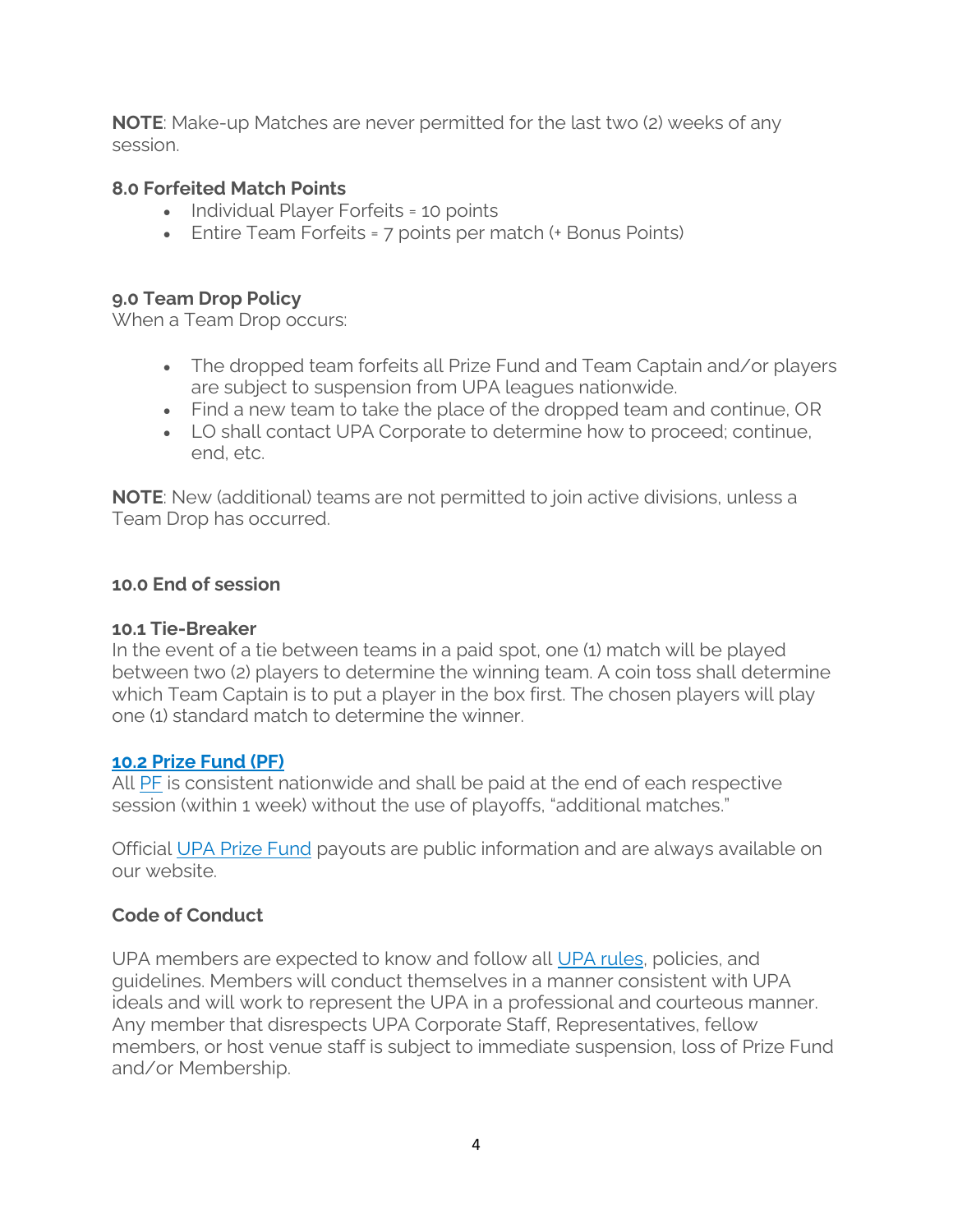**NOTE**: Make-up Matches are never permitted for the last two (2) weeks of any session.

### 8.0 Forfeited Match Points

- Individual Player Forfeits = 10 points
- Entire Team Forfeits = 7 points per match (+ Bonus Points)

### 9.0 Team Drop Policy

When a Team Drop occurs:

- The dropped team forfeits all Prize Fund and Team Captain and/or players are subject to suspension from UPA leagues nationwide.
- Find a new team to take the place of the dropped team and continue, OR
- LO shall contact UPA Corporate to determine how to proceed; continue, end, etc.

**NOTE**: New (additional) teams are not permitted to join active divisions, unless a Team Drop has occurred.

### 10.0 End of session

#### 10.1 Tie-Breaker

In the event of a tie between teams in a paid spot, one (1) match will be played between two (2) players to determine the winning team. A coin toss shall determine which Team Captain is to put a player in the box first. The chosen players will play one (1) standard match to determine the winner.

#### 10.2 Prize Fund (PF)

All PF is consistent nationwide and shall be paid at the end of each respective session (within 1 week) without the use of playoffs, "additional matches."

Official UPA Prize Fund payouts are public information and are always available on our website.

### Code of Conduct

UPA members are expected to know and follow all UPA rules, policies, and guidelines. Members will conduct themselves in a manner consistent with UPA ideals and will work to represent the UPA in a professional and courteous manner. Any member that disrespects UPA Corporate Staff, Representatives, fellow members, or host venue staff is subject to immediate suspension, loss of Prize Fund and/or Membership.